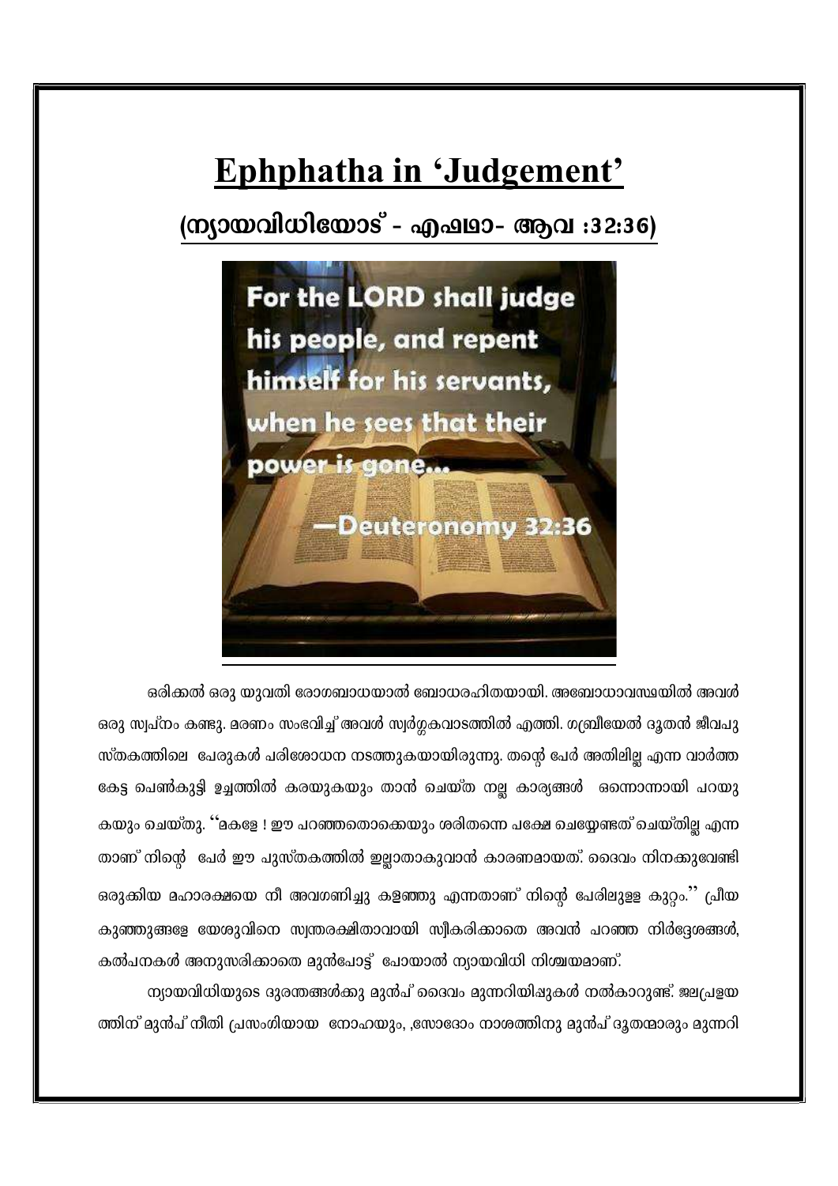# Ephphatha in 'Judgement'

## (ന്യായവിധിയോട് - എഫഥാ- ആവ :32:36)

For the LORD shall judge his people, and repent himself for his servants, when he sees that their power is gone...

—Deuteronomy 32:36

ഒരിക്കൽ ഒരു യുവതി രോഗബാധയാൽ ബോധരഹിതയായി. അബോധാവസ്ഥയിൽ അവൾ ഒരു സ്വപ്നം കണ്ടു. മരണം സംഭവിച്ച് അവൾ സ്വർഗ്ഗകവാടത്തിൽ എത്തി. ഗബ്രീയേൽ ദൂതൻ ജീവപുസ്തകത്തിലെ പേരുകൾ പരിശോധന നടത്തുകയായിരുന്നു. തന്റെ പേർ അതിലില്ല എന്ന വാർത്ത കേട്ട പെൺകുട്ടി ഉച്ചത്തിൽ കരയുകയും താൻ ചെയ്ത നല്ല കാര്യങ്ങൾ ഒന്നൊന്നായി പറയുകയും ചെയ്തു. ''മകളേ ! ഈ പറഞ്ഞതൊക്കെയും ശരിതന്നെ പക്ഷേ ചെയ്യേണ്ടത് ചെയ്തില്ല എന്നതാണ് നിന്റെ പേർ ഈ പുസ്തകത്തിൽ ഇല്ലാതാകുവാൻ കാരണമായത്. ദൈവം നിനക്കുവേണ്ടി ഒരുക്കിയ മഹാരക്ഷയെ നീ അവഗണിച്ചു കളഞ്ഞു എന്നതാണ് നിന്റെ പേരിലുള്ള കുറ്റം.'' പ്രീയ കുഞ്ഞുങ്ങളേ യേശുവിനെ സ്വന്തരക്ഷിതാവായി സ്വീകരിക്കാതെ അവൻ പറഞ്ഞ നിർദ്ദേശങ്ങൾ, കൽപനകൾ അനുസരിക്കാതെ മുൻപോട്ട് പോയാൽ ന്യായവിധി നിശ്ചയമാണ്.

ന്യായവിധിയുടെ ദുരന്തങ്ങൾക്കു മുൻപ് ദൈവം മുന്നറിയിപ്പുകൾ നൽകാറുണ്ട്. ജലപ്രളയത്തിന് മുൻപ് നീതി പ്രസംഗിയായ നോഹയും, ,സോദോം നാശത്തിനു മുൻപ് ദൂതന്മാരും മുന്നറി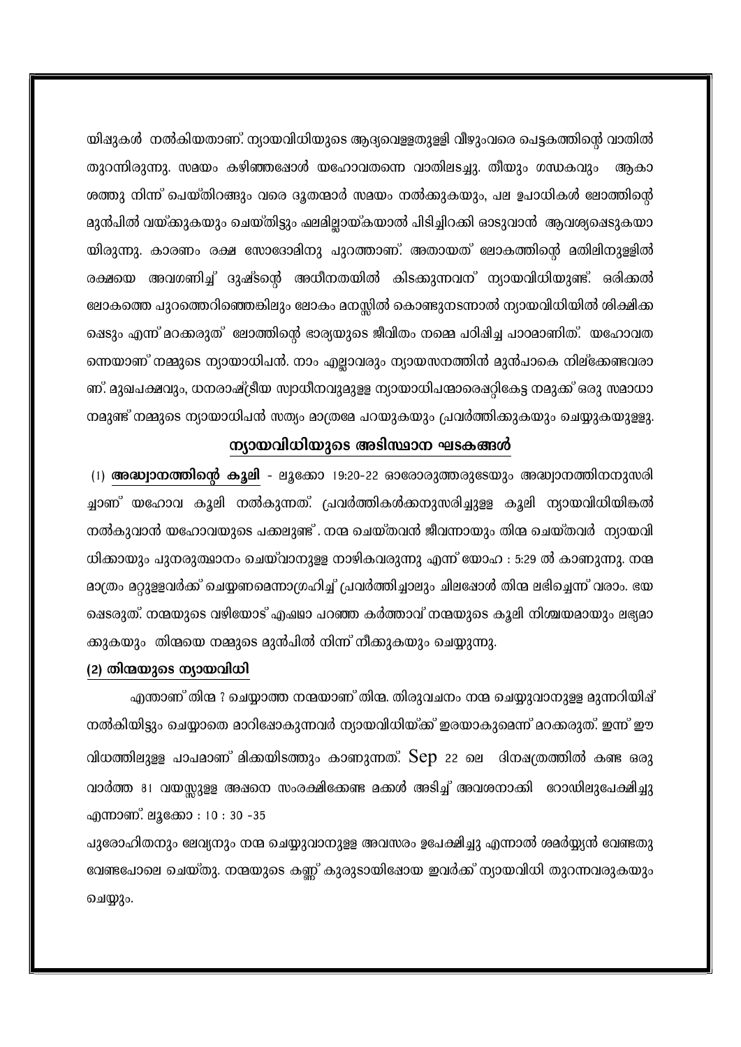യിഷുകൾ നൽകിയതാണ്. ന്യായവിധിയുടെ ആദ്യവെള്ളതുള്ളി വീഴുംവരെ പെട്ടകത്തിന്റെ വാതിൽ തുറന്നിരുന്നു. സമയം കഴിഞ്ഞപ്പോൾ യഹോവതന്നെ വാതിലടച്ചു. തീയും ഗന്ധകവും ആകാശത്തു നിന്ന് പെയ്തിറങ്ങും വരെ ദൂതന്മാർ സമയം നൽക്കുകയും, പല ഉപാധികൾ ലോത്തിന്റെ മുൻപിൽ വയ്ക്കുകയും ചെയ്തിട്ടും ഫലമില്ലായ്കയാൽ പിടിച്ചിറക്കി ഓടുവാൻ ആവശ്യപ്പെടുകയായിരുന്നു. കാരണം രക്ഷ സോദോമിനു പുറത്താണ്. അതായത് ലോകത്തിന്റെ മതിലിനുള്ളിൽ രക്ഷയെ അവഗണിച്ച് ദുഷ്ടന്റെ അധീനതയിൽ കിടക്കുന്നവന് ന്യായവിധിയുണ്ട്. ഒരിക്കൽ ലോകത്തെ പുറത്തെറിഞ്ഞെങ്കിലും ലോകം മനസ്സിൽ കൊണ്ടുനടന്നാൽ ന്യായവിധിയിൽ ശിക്ഷിക്കപ്പെടും എന്ന് മറക്കരുത് ലോത്തിന്റെ ഭാര്യയുടെ ജീവിതം നമ്മെ പഠിപ്പിച്ച പാഠമാണിത്. യഹോവതന്നെയാണ് നമ്മുടെ ന്യായാധിപൻ. നാം എല്ലാവരും ന്യായസനത്തിൻ മുൻപാകെ നില്ക്കേണ്ടവരാണ്. മുഖപക്ഷവും, ധനരാഷ്ട്രീയ സ്വാധീനവുമുള്ള ന്യായാധിപന്മാരെപ്പറ്റികേട്ട നമുക്ക് ഒരു സമാധാനമുണ്ട് നമ്മുടെ ന്യായാധിപൻ സത്യം മാത്രമേ പറയുകയും പ്രവർത്തിക്കുകയും ചെയ്യുകയുള്ളു.

## ന്യായവിധിയുടെ അടിസ്ഥാന ഘടകങ്ങൾ

(1) **അദ്ധ്വാനത്തിന്റെ കൂലി** - ലൂക്കോ 19:20-22 ഓരോരുത്തരുടേയും അദ്ധ്വാനത്തിനനുസരിച്ചാണ് യഹോവ കൂലി നൽകുന്നത്. പ്രവർത്തികൾക്കനുസരിച്ചുള്ള കൂലി ന്യായവിധിയിങ്കൽ നൽകുവാൻ യഹോവയുടെ പക്കലുണ്ട്. നന്മ ചെയ്തവൻ ജീവന്നായും തിന്മ ചെയ്തവർ ന്യായവിധിക്കായും പുനരുത്ഥാനം ചെയ്‌വാനുള്ള നാഴികവരുന്നു എന്ന് യോഹ : 5:29 ൽ കാണുന്നു. നന്മ മാത്രം മറ്റുള്ളവർക്ക് ചെയ്യണമെന്നാഗ്രഹിച്ച് പ്രവർത്തിച്ചാലും ചിലപ്പോൾ തിന്മ ലഭിച്ചെന്ന് വരാം. ഭയപ്പെടരുത്. നന്മയുടെ വഴിയോട് എപ്പഥാ പറഞ്ഞ കർത്താവ് നന്മയുടെ കൂലി നിശ്ചയമായും ലഭ്യമാക്കുകയും തിന്മയെ നമ്മുടെ മുൻപിൽ നിന്ന് നീക്കുകയും ചെയ്യുന്നു.

**(2) തിന്മയുടെ ന്യായവിധി**

എന്താണ് തിന്മ ? ചെയ്യാത്ത നന്മയാണ് തിന്മ. തിരുവചനം നന്മ ചെയ്യുവാനുള്ള മുന്നറിയിപ്പ് നൽകിയിട്ടും ചെയ്യാതെ മാറിപ്പോകുന്നവർ ന്യായവിധിയ്ക്ക് ഇരയാകുമെന്ന് മറക്കരുത്. ഇന്ന് ഈ വിധത്തിലുള്ള പാപമാണ് മിക്കയിടത്തും കാണുന്നത്. Sep 22 ലെ ദിനപത്രത്തിൽ കണ്ട ഒരു വാർത്ത 81 വയസ്സുള്ള അപ്പനെ സംരക്ഷിക്കേണ്ട മക്കൾ അടിച്ച് അവശനാക്കി റോഡിലുപേക്ഷിച്ചു എന്നാണ്. ലൂക്കോ : 10 : 30 -35

പുരോഹിതനും ലേവ്യനും നന്മ ചെയ്യുവാനുള്ള അവസരം ഉപേക്ഷിച്ചു എന്നാൽ ശമര്യ്യൻ വേണ്ടതു വേണ്ടപോലെ ചെയ്തു. നന്മയുടെ കണ്ണ് കുരുടായിപ്പോയ ഇവർക്ക് ന്യായവിധി തുറന്നവരുകയും ചെയ്യും.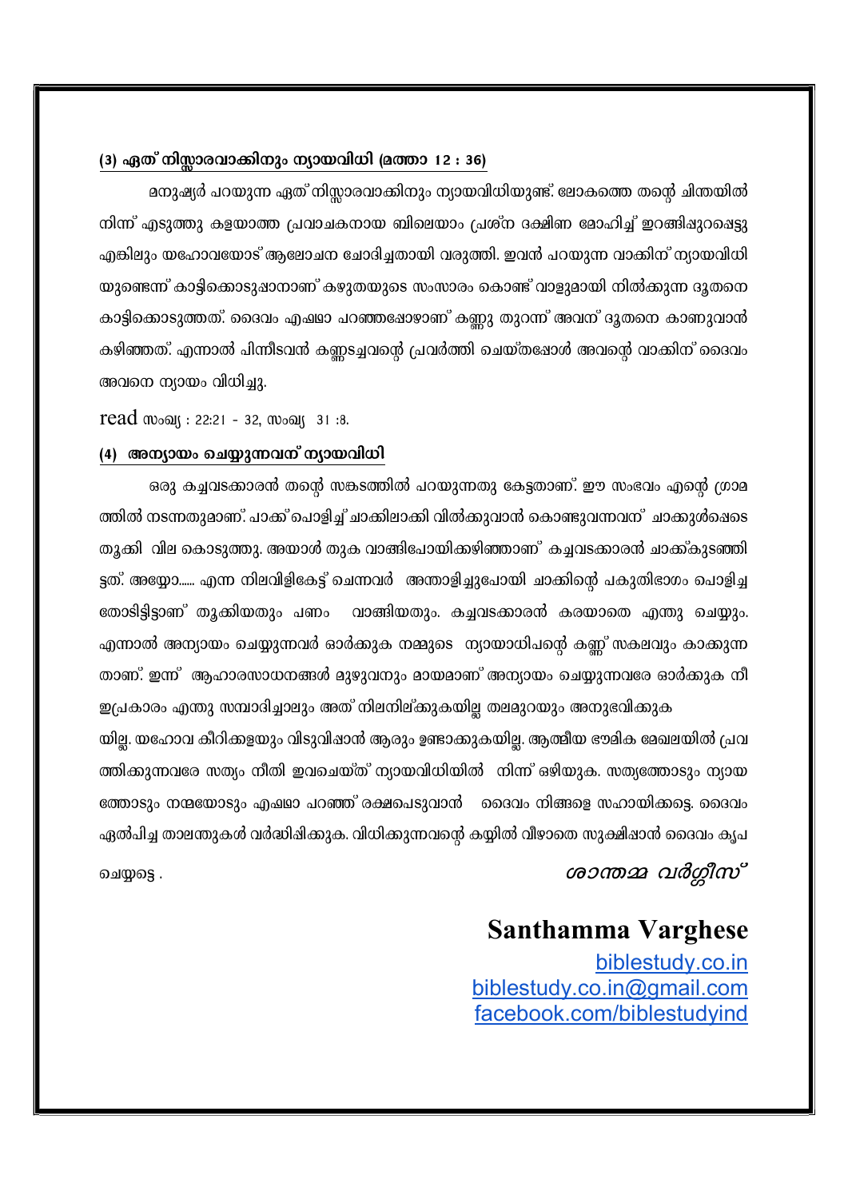### (3) ഏത് നിസ്സാരവാക്കിനും ന്യായവിധി (മത്താ 12 : 36)

മനുഷ്യർ പറയുന്ന ഏത് നിസ്സാരവാക്കിനും ന്യായവിധിയുണ്ട്. ലോകത്തെ തന്റെ ചിന്തയിൽ നിന്ന് എടുത്തു കളയാത്ത പ്രവാചകനായ ബിലെയാം പ്രശ്ന ദക്ഷിണ മോഹിച്ച് ഇറങ്ങിപ്പുറപ്പെട്ടു എങ്കിലും യഹോവയോട് ആലോചന ചോദിച്ചതായി വരുത്തി. ഇവൻ പറയുന്ന വാക്കിന് ന്യായവിധി യുണ്ടെന്ന് കാട്ടിക്കൊടുപ്പാനാണ് കഴുതയുടെ സംസാരം കൊണ്ട് വാളുമായി നിൽക്കുന്ന ദൂതനെ കാട്ടിക്കൊടുത്തത്. ദൈവം എപ്പോ പറഞ്ഞപ്പോഴാണ് കണ്ണു തുറന്ന് അവന് ദൂതനെ കാണുവാൻ കഴിഞ്ഞത്. എന്നാൽ പിന്നീടവൻ കണ്ണടച്ചവന്റെ പ്രവർത്തി ചെയ്തപ്പോൾ അവന്റെ വാക്കിന് ദൈവം അവനെ ന്യായം വിധിച്ചു.

read സംഖ്യ : 22:21 - 32, സംഖ്യ 31 :8.

### (4) അന്യായം ചെയ്യുന്നവന് ന്യായവിധി

ഒരു കച്ചവടക്കാരൻ തന്റെ സങ്കടത്തിൽ പറയുന്നതു കേട്ടതാണ്. ഈ സംഭവം എന്റെ ഗ്രാമ ത്തിൽ നടന്നതുമാണ്. പാക്ക് പൊളിച്ച് ചാക്കിലാക്കി വിൽക്കുവാൻ കൊണ്ടുവന്നവന് ചാക്കുൾപ്പെടെ തൂക്കി വില കൊടുത്തു. അയാൾ തുക വാങ്ങിപോയിക്കഴിഞ്ഞാണ് കച്ചവടക്കാരൻ ചാക്ക്കുടഞ്ഞി ട്ടത്. അയ്യോ...... എന്ന നിലവിളികേട്ട് ചെന്നവർ അന്താളിച്ചുപോയി ചാക്കിന്റെ പകുതിഭാഗം പൊളിച്ച തോടിട്ടിട്ടാണ് തൂക്കിയതും പണം വാങ്ങിയതും. കച്ചവടക്കാരൻ കരയാതെ എന്തു ചെയ്യും. എന്നാൽ അന്യായം ചെയ്യുന്നവർ ഓർക്കുക നമ്മുടെ ന്യായാധിപന്റെ കണ്ണ് സകലവും കാക്കുന്ന താണ്. ഇന്ന് ആഹാരസാധനങ്ങൾ മുഴുവനും മായമാണ് അന്യായം ചെയ്യുന്നവരേ ഓർക്കുക നീ ഇപ്രകാരം എന്തു സമ്പാദിച്ചാലും അത് നിലനില്ക്കുകയില്ല തലമുറയും അനുഭവിക്കുക യില്ല. യഹോവ കീറിക്കളയും വിടുവിപ്പാൻ ആരും ഉണ്ടാക്കുകയില്ല. ആത്മീയ ഭൗമിക മേഖലയിൽ പ്രവ ത്തിക്കുന്നവരേ സത്യം നീതി ഇവചെയ്ത് ന്യായവിധിയിൽ നിന്ന് ഒഴിയുക. സത്യത്തോടും ന്യായ ത്തോടും നന്മയോടും എപ്പോ പറഞ്ഞ് രക്ഷപെടുവാൻ ദൈവം നിങ്ങളെ സഹായിക്കട്ടെ. ദൈവം ഏൽപിച്ച താലന്തുകൾ വർദ്ധിപ്പിക്കുക. വിധിക്കുന്നവന്റെ കയ്യിൽ വീഴാതെ സൂക്ഷിപ്പാൻ ദൈവം കൃപ ചെയ്യട്ടെ .

*ശാന്തമ്മ വർഗ്ഗീസ്*

**Santhamma Varghese**

biblestudy.co.in
biblestudy.co.in@gmail.com
facebook.com/biblestudyind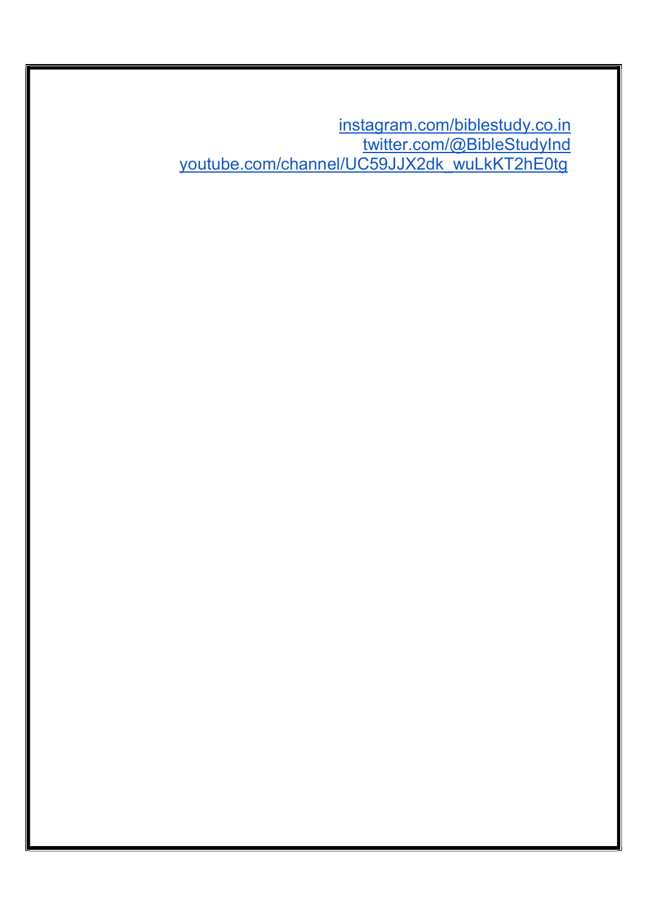instagram.com/biblestudy.co.in
twitter.com/@BibleStudyInd
youtube.com/channel/UC59JJX2dk_wuLkKT2hE0tg